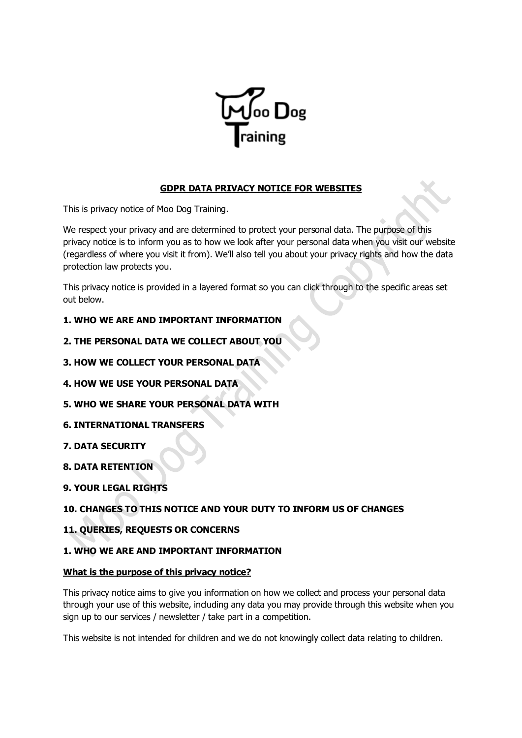Moo Dog Training

# GDPR DATA PRIVACY NOTICE FOR WEBSITES

This is privacy notice of Moo Dog Training.

We respect your privacy and are determined to protect your personal data. The purpose of this privacy notice is to inform you as to how we look after your personal data when you visit our website (regardless of where you visit it from). We'll also tell you about your privacy rights and how the data protection law protects you.

This privacy notice is provided in a layered format so you can click through to the specific areas set out below.

**1. WHO WE ARE AND IMPORTANT INFORMATION**

**2. THE PERSONAL DATA WE COLLECT ABOUT YOU**

**3. HOW WE COLLECT YOUR PERSONAL DATA**

**4. HOW WE USE YOUR PERSONAL DATA**

**5. WHO WE SHARE YOUR PERSONAL DATA WITH**

**6. INTERNATIONAL TRANSFERS**

**7. DATA SECURITY**

**8. DATA RETENTION**

**9. YOUR LEGAL RIGHTS**

**10. CHANGES TO THIS NOTICE AND YOUR DUTY TO INFORM US OF CHANGES**

**11. QUERIES, REQUESTS OR CONCERNS**

## 1. WHO WE ARE AND IMPORTANT INFORMATION

### What is the purpose of this privacy notice?

This privacy notice aims to give you information on how we collect and process your personal data through your use of this website, including any data you may provide through this website when you sign up to our services / newsletter / take part in a competition.

This website is not intended for children and we do not knowingly collect data relating to children.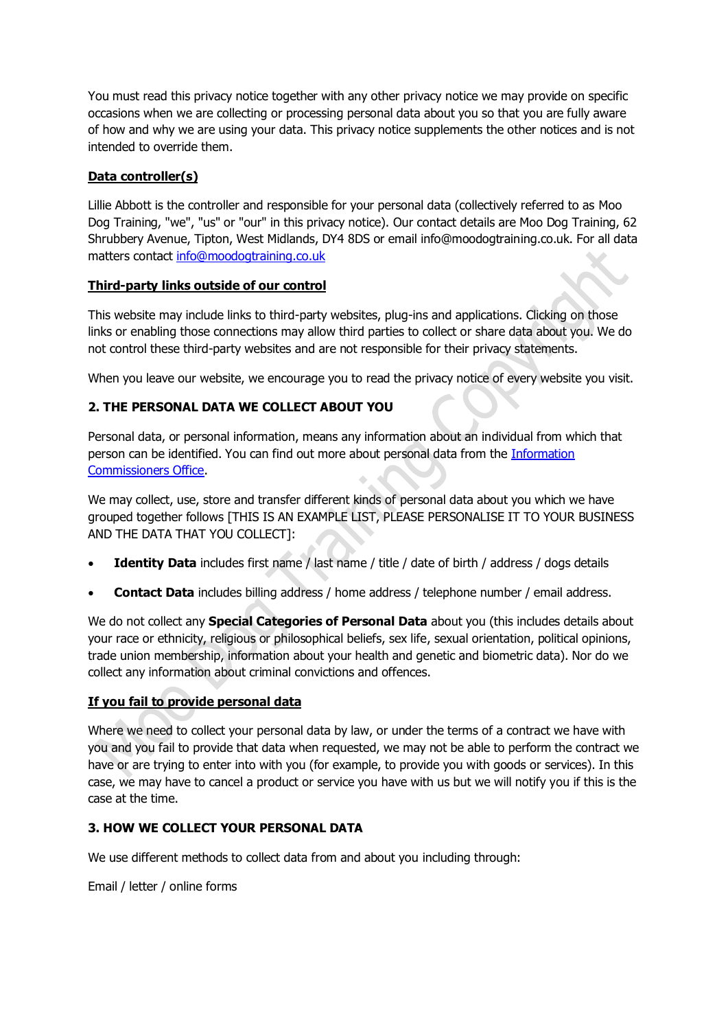You must read this privacy notice together with any other privacy notice we may provide on specific occasions when we are collecting or processing personal data about you so that you are fully aware of how and why we are using your data. This privacy notice supplements the other notices and is not intended to override them.

**Data controller(s)**

Lillie Abbott is the controller and responsible for your personal data (collectively referred to as Moo Dog Training, "we", "us" or "our" in this privacy notice). Our contact details are Moo Dog Training, 62 Shrubbery Avenue, Tipton, West Midlands, DY4 8DS or email info@moodogtraining.co.uk. For all data matters contact info@moodogtraining.co.uk

**Third-party links outside of our control**

This website may include links to third-party websites, plug-ins and applications. Clicking on those links or enabling those connections may allow third parties to collect or share data about you. We do not control these third-party websites and are not responsible for their privacy statements.

When you leave our website, we encourage you to read the privacy notice of every website you visit.

## 2. THE PERSONAL DATA WE COLLECT ABOUT YOU

Personal data, or personal information, means any information about an individual from which that person can be identified. You can find out more about personal data from the Information Commissioners Office.

We may collect, use, store and transfer different kinds of personal data about you which we have grouped together follows [THIS IS AN EXAMPLE LIST, PLEASE PERSONALISE IT TO YOUR BUSINESS AND THE DATA THAT YOU COLLECT]:

- **Identity Data** includes first name / last name / title / date of birth / address / dogs details
- **Contact Data** includes billing address / home address / telephone number / email address.

We do not collect any **Special Categories of Personal Data** about you (this includes details about your race or ethnicity, religious or philosophical beliefs, sex life, sexual orientation, political opinions, trade union membership, information about your health and genetic and biometric data). Nor do we collect any information about criminal convictions and offences.

**If you fail to provide personal data**

Where we need to collect your personal data by law, or under the terms of a contract we have with you and you fail to provide that data when requested, we may not be able to perform the contract we have or are trying to enter into with you (for example, to provide you with goods or services). In this case, we may have to cancel a product or service you have with us but we will notify you if this is the case at the time.

## 3. HOW WE COLLECT YOUR PERSONAL DATA

We use different methods to collect data from and about you including through:

Email / letter / online forms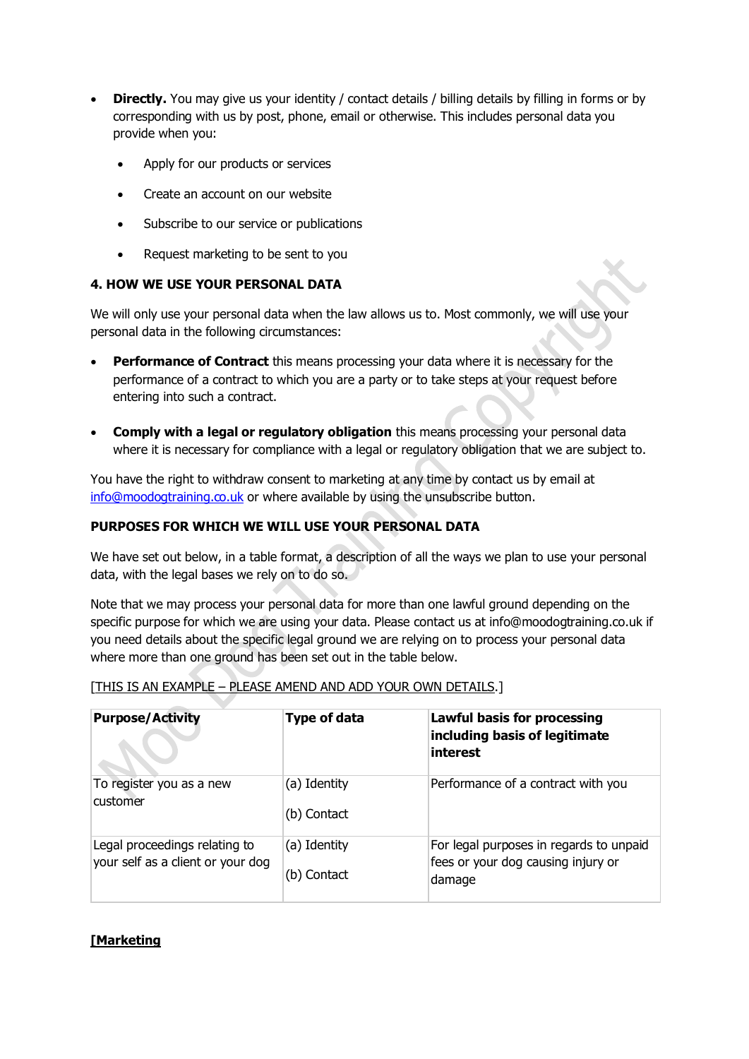- **Directly.** You may give us your identity / contact details / billing details by filling in forms or by corresponding with us by post, phone, email or otherwise. This includes personal data you provide when you:
  - Apply for our products or services
  - Create an account on our website
  - Subscribe to our service or publications
  - Request marketing to be sent to you

**4. HOW WE USE YOUR PERSONAL DATA**

We will only use your personal data when the law allows us to. Most commonly, we will use your personal data in the following circumstances:

- **Performance of Contract** this means processing your data where it is necessary for the performance of a contract to which you are a party or to take steps at your request before entering into such a contract.

- **Comply with a legal or regulatory obligation** this means processing your personal data where it is necessary for compliance with a legal or regulatory obligation that we are subject to.

You have the right to withdraw consent to marketing at any time by contact us by email at info@moodogtraining.co.uk or where available by using the unsubscribe button.

**PURPOSES FOR WHICH WE WILL USE YOUR PERSONAL DATA**

We have set out below, in a table format, a description of all the ways we plan to use your personal data, with the legal bases we rely on to do so.

Note that we may process your personal data for more than one lawful ground depending on the specific purpose for which we are using your data. Please contact us at info@moodogtraining.co.uk if you need details about the specific legal ground we are relying on to process your personal data where more than one ground has been set out in the table below.

[THIS IS AN EXAMPLE – PLEASE AMEND AND ADD YOUR OWN DETAILS.]

| **Purpose/Activity** | **Type of data** | **Lawful basis for processing including basis of legitimate interest** |
|---|---|---|
| To register you as a new customer | (a) Identity<br>(b) Contact | Performance of a contract with you |
| Legal proceedings relating to your self as a client or your dog | (a) Identity<br>(b) Contact | For legal purposes in regards to unpaid fees or your dog causing injury or damage |

**[Marketing**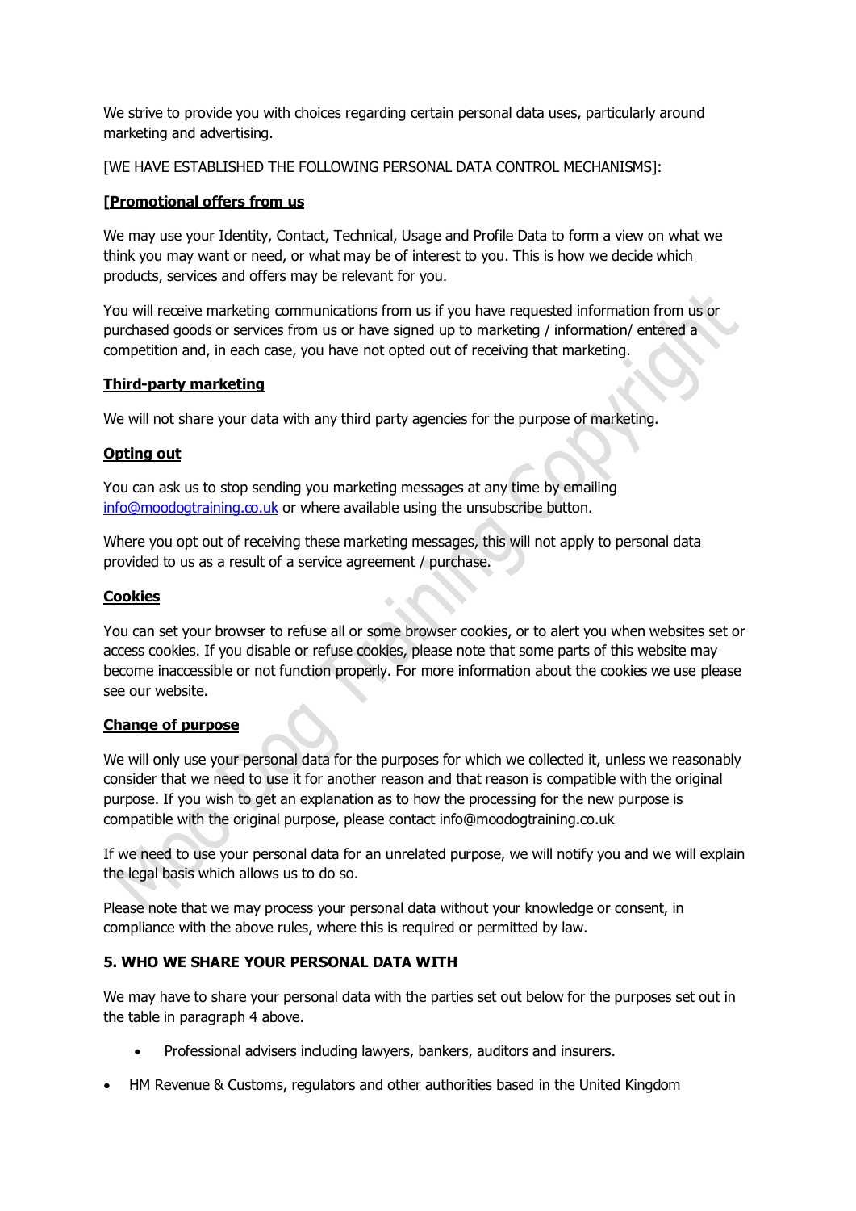We strive to provide you with choices regarding certain personal data uses, particularly around marketing and advertising.

[WE HAVE ESTABLISHED THE FOLLOWING PERSONAL DATA CONTROL MECHANISMS]:

**[Promotional offers from us**

We may use your Identity, Contact, Technical, Usage and Profile Data to form a view on what we think you may want or need, or what may be of interest to you. This is how we decide which products, services and offers may be relevant for you.

You will receive marketing communications from us if you have requested information from us or purchased goods or services from us or have signed up to marketing / information/ entered a competition and, in each case, you have not opted out of receiving that marketing.

**Third-party marketing**

We will not share your data with any third party agencies for the purpose of marketing.

**Opting out**

You can ask us to stop sending you marketing messages at any time by emailing info@moodogtraining.co.uk or where available using the unsubscribe button.

Where you opt out of receiving these marketing messages, this will not apply to personal data provided to us as a result of a service agreement / purchase.

**Cookies**

You can set your browser to refuse all or some browser cookies, or to alert you when websites set or access cookies. If you disable or refuse cookies, please note that some parts of this website may become inaccessible or not function properly. For more information about the cookies we use please see our website.

**Change of purpose**

We will only use your personal data for the purposes for which we collected it, unless we reasonably consider that we need to use it for another reason and that reason is compatible with the original purpose. If you wish to get an explanation as to how the processing for the new purpose is compatible with the original purpose, please contact info@moodogtraining.co.uk

If we need to use your personal data for an unrelated purpose, we will notify you and we will explain the legal basis which allows us to do so.

Please note that we may process your personal data without your knowledge or consent, in compliance with the above rules, where this is required or permitted by law.

**5. WHO WE SHARE YOUR PERSONAL DATA WITH**

We may have to share your personal data with the parties set out below for the purposes set out in the table in paragraph 4 above.

- Professional advisers including lawyers, bankers, auditors and insurers.
- HM Revenue & Customs, regulators and other authorities based in the United Kingdom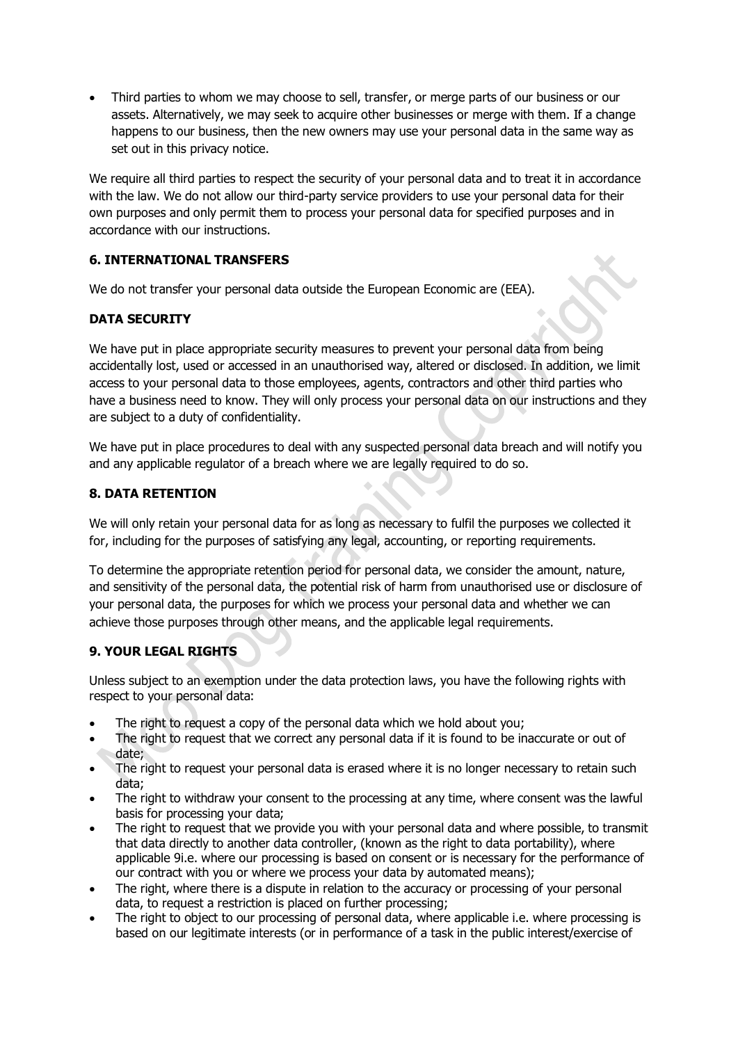- Third parties to whom we may choose to sell, transfer, or merge parts of our business or our assets. Alternatively, we may seek to acquire other businesses or merge with them. If a change happens to our business, then the new owners may use your personal data in the same way as set out in this privacy notice.

We require all third parties to respect the security of your personal data and to treat it in accordance with the law. We do not allow our third-party service providers to use your personal data for their own purposes and only permit them to process your personal data for specified purposes and in accordance with our instructions.

**6. INTERNATIONAL TRANSFERS**

We do not transfer your personal data outside the European Economic are (EEA).

**DATA SECURITY**

We have put in place appropriate security measures to prevent your personal data from being accidentally lost, used or accessed in an unauthorised way, altered or disclosed. In addition, we limit access to your personal data to those employees, agents, contractors and other third parties who have a business need to know. They will only process your personal data on our instructions and they are subject to a duty of confidentiality.

We have put in place procedures to deal with any suspected personal data breach and will notify you and any applicable regulator of a breach where we are legally required to do so.

**8. DATA RETENTION**

We will only retain your personal data for as long as necessary to fulfil the purposes we collected it for, including for the purposes of satisfying any legal, accounting, or reporting requirements.

To determine the appropriate retention period for personal data, we consider the amount, nature, and sensitivity of the personal data, the potential risk of harm from unauthorised use or disclosure of your personal data, the purposes for which we process your personal data and whether we can achieve those purposes through other means, and the applicable legal requirements.

**9. YOUR LEGAL RIGHTS**

Unless subject to an exemption under the data protection laws, you have the following rights with respect to your personal data:

- The right to request a copy of the personal data which we hold about you;
- The right to request that we correct any personal data if it is found to be inaccurate or out of date;
- The right to request your personal data is erased where it is no longer necessary to retain such data;
- The right to withdraw your consent to the processing at any time, where consent was the lawful basis for processing your data;
- The right to request that we provide you with your personal data and where possible, to transmit that data directly to another data controller, (known as the right to data portability), where applicable 9i.e. where our processing is based on consent or is necessary for the performance of our contract with you or where we process your data by automated means);
- The right, where there is a dispute in relation to the accuracy or processing of your personal data, to request a restriction is placed on further processing;
- The right to object to our processing of personal data, where applicable i.e. where processing is based on our legitimate interests (or in performance of a task in the public interest/exercise of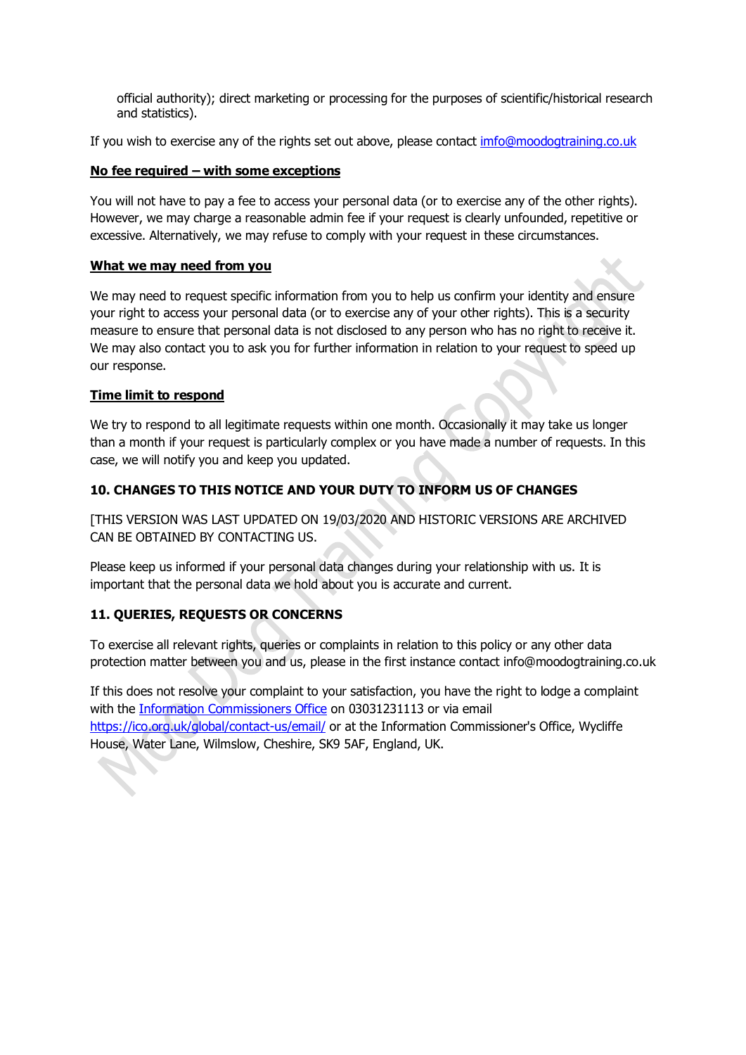official authority); direct marketing or processing for the purposes of scientific/historical research and statistics).

If you wish to exercise any of the rights set out above, please contact imfo@moodogtraining.co.uk

**No fee required – with some exceptions**

You will not have to pay a fee to access your personal data (or to exercise any of the other rights). However, we may charge a reasonable admin fee if your request is clearly unfounded, repetitive or excessive. Alternatively, we may refuse to comply with your request in these circumstances.

**What we may need from you**

We may need to request specific information from you to help us confirm your identity and ensure your right to access your personal data (or to exercise any of your other rights). This is a security measure to ensure that personal data is not disclosed to any person who has no right to receive it. We may also contact you to ask you for further information in relation to your request to speed up our response.

**Time limit to respond**

We try to respond to all legitimate requests within one month. Occasionally it may take us longer than a month if your request is particularly complex or you have made a number of requests. In this case, we will notify you and keep you updated.

## 10. CHANGES TO THIS NOTICE AND YOUR DUTY TO INFORM US OF CHANGES

[THIS VERSION WAS LAST UPDATED ON 19/03/2020 AND HISTORIC VERSIONS ARE ARCHIVED CAN BE OBTAINED BY CONTACTING US.

Please keep us informed if your personal data changes during your relationship with us. It is important that the personal data we hold about you is accurate and current.

## 11. QUERIES, REQUESTS OR CONCERNS

To exercise all relevant rights, queries or complaints in relation to this policy or any other data protection matter between you and us, please in the first instance contact info@moodogtraining.co.uk

If this does not resolve your complaint to your satisfaction, you have the right to lodge a complaint with the Information Commissioners Office on 03031231113 or via email https://ico.org.uk/global/contact-us/email/ or at the Information Commissioner's Office, Wycliffe House, Water Lane, Wilmslow, Cheshire, SK9 5AF, England, UK.